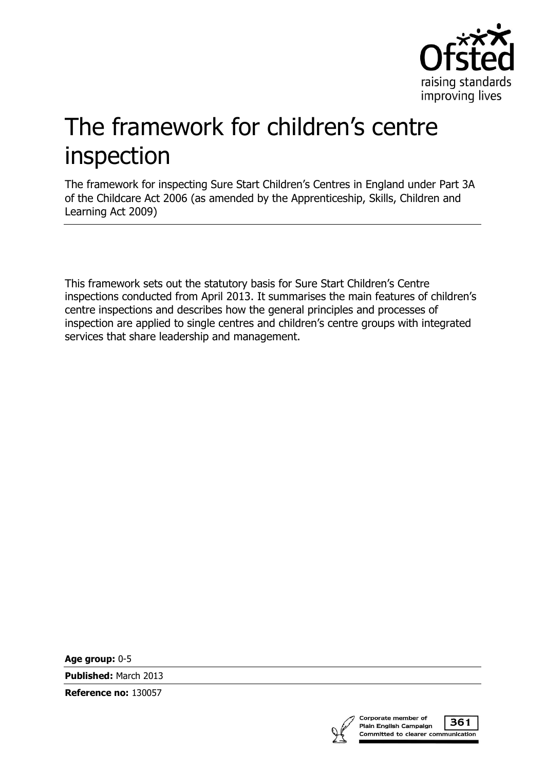# The framework for children's centre inspection

The framework for inspecting Sure Start Children's Centres in England under Part 3A of the Childcare Act 2006 (as amended by the Apprenticeship, Skills, Children and Learning Act 2009)

This framework sets out the statutory basis for Sure Start Children's Centre inspections conducted from April 2013. It summarises the main features of children's centre inspections and describes how the general principles and processes of inspection are applied to single centres and children's centre groups with integrated services that share leadership and management.

**Age group:** 0-5

**Published:** March 2013

**Reference no:** 130057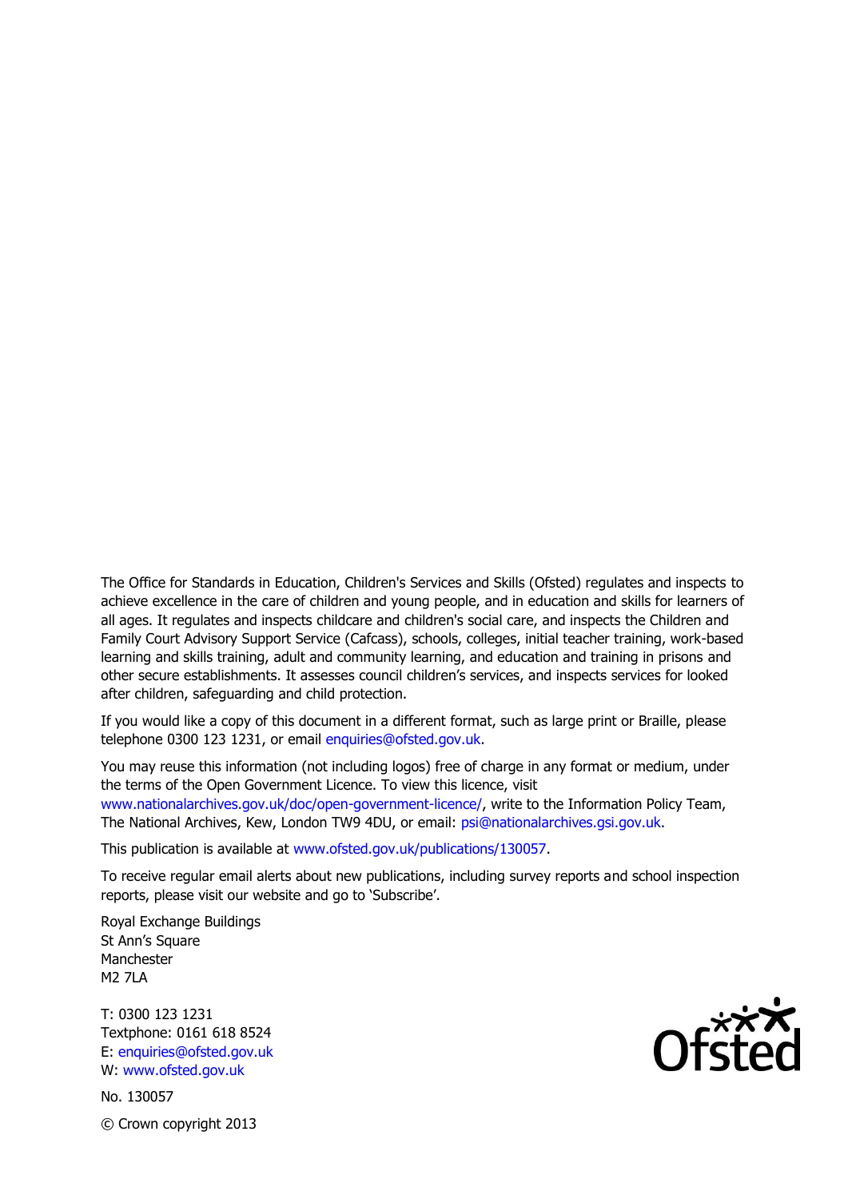The Office for Standards in Education, Children's Services and Skills (Ofsted) regulates and inspects to achieve excellence in the care of children and young people, and in education and skills for learners of all ages. It regulates and inspects childcare and children's social care, and inspects the Children and Family Court Advisory Support Service (Cafcass), schools, colleges, initial teacher training, work-based learning and skills training, adult and community learning, and education and training in prisons and other secure establishments. It assesses council children's services, and inspects services for looked after children, safeguarding and child protection.

If you would like a copy of this document in a different format, such as large print or Braille, please telephone 0300 123 1231, or email enquiries@ofsted.gov.uk.

You may reuse this information (not including logos) free of charge in any format or medium, under the terms of the Open Government Licence. To view this licence, visit www.nationalarchives.gov.uk/doc/open-government-licence/, write to the Information Policy Team, The National Archives, Kew, London TW9 4DU, or email: psi@nationalarchives.gsi.gov.uk.

This publication is available at www.ofsted.gov.uk/publications/130057.

To receive regular email alerts about new publications, including survey reports and school inspection reports, please visit our website and go to 'Subscribe'.

Royal Exchange Buildings
St Ann's Square
Manchester
M2 7LA

T: 0300 123 1231
Textphone: 0161 618 8524
E: enquiries@ofsted.gov.uk
W: www.ofsted.gov.uk

No. 130057

© Crown copyright 2013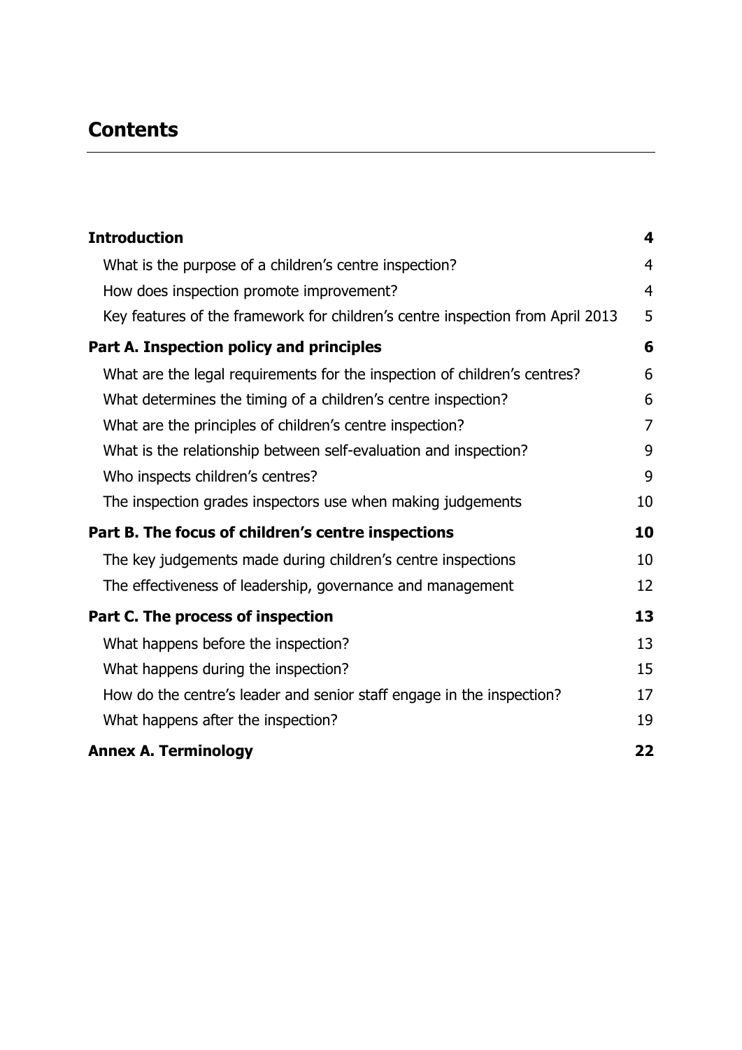# Contents

| | |
|---|---|
| **Introduction** | **4** |
| What is the purpose of a children's centre inspection? | 4 |
| How does inspection promote improvement? | 4 |
| Key features of the framework for children's centre inspection from April 2013 | 5 |
| **Part A. Inspection policy and principles** | **6** |
| What are the legal requirements for the inspection of children's centres? | 6 |
| What determines the timing of a children's centre inspection? | 6 |
| What are the principles of children's centre inspection? | 7 |
| What is the relationship between self-evaluation and inspection? | 9 |
| Who inspects children's centres? | 9 |
| The inspection grades inspectors use when making judgements | 10 |
| **Part B. The focus of children's centre inspections** | **10** |
| The key judgements made during children's centre inspections | 10 |
| The effectiveness of leadership, governance and management | 12 |
| **Part C. The process of inspection** | **13** |
| What happens before the inspection? | 13 |
| What happens during the inspection? | 15 |
| How do the centre's leader and senior staff engage in the inspection? | 17 |
| What happens after the inspection? | 19 |
| **Annex A. Terminology** | **22** |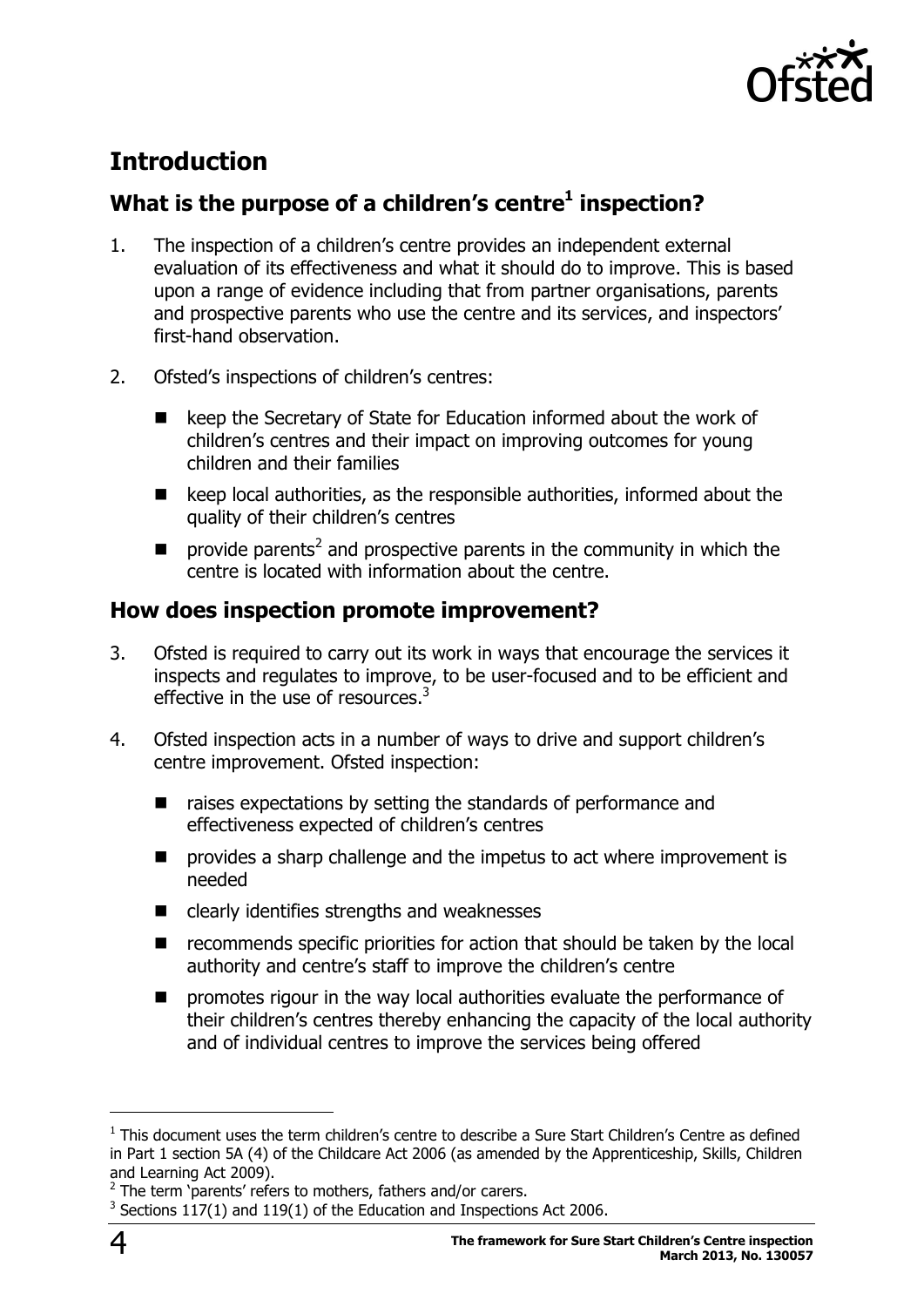## Introduction

### What is the purpose of a children's centre[1] inspection?

1. The inspection of a children's centre provides an independent external evaluation of its effectiveness and what it should do to improve. This is based upon a range of evidence including that from partner organisations, parents and prospective parents who use the centre and its services, and inspectors' first-hand observation.

2. Ofsted's inspections of children's centres:

   - keep the Secretary of State for Education informed about the work of children's centres and their impact on improving outcomes for young children and their families
   - keep local authorities, as the responsible authorities, informed about the quality of their children's centres
   - provide parents[2] and prospective parents in the community in which the centre is located with information about the centre.

### How does inspection promote improvement?

3. Ofsted is required to carry out its work in ways that encourage the services it inspects and regulates to improve, to be user-focused and to be efficient and effective in the use of resources.[3]

4. Ofsted inspection acts in a number of ways to drive and support children's centre improvement. Ofsted inspection:

   - raises expectations by setting the standards of performance and effectiveness expected of children's centres
   - provides a sharp challenge and the impetus to act where improvement is needed
   - clearly identifies strengths and weaknesses
   - recommends specific priorities for action that should be taken by the local authority and centre's staff to improve the children's centre
   - promotes rigour in the way local authorities evaluate the performance of their children's centres thereby enhancing the capacity of the local authority and of individual centres to improve the services being offered

---

[1] This document uses the term children's centre to describe a Sure Start Children's Centre as defined in Part 1 section 5A (4) of the Childcare Act 2006 (as amended by the Apprenticeship, Skills, Children and Learning Act 2009).

[2] The term 'parents' refers to mothers, fathers and/or carers.

[3] Sections 117(1) and 119(1) of the Education and Inspections Act 2006.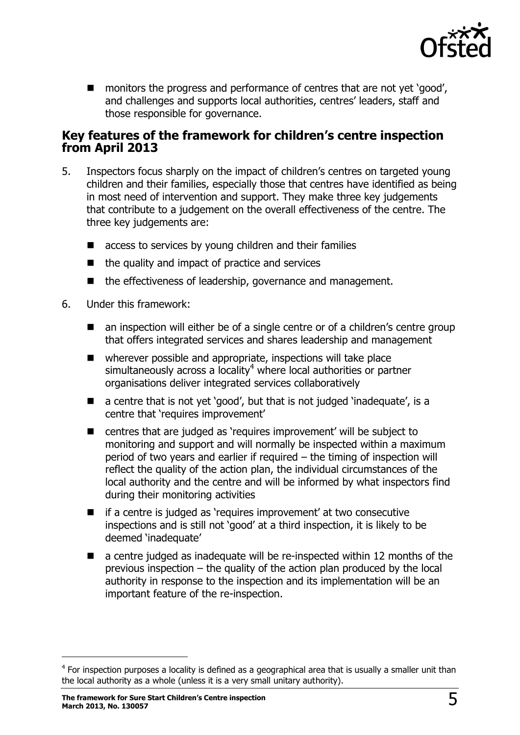- monitors the progress and performance of centres that are not yet 'good', and challenges and supports local authorities, centres' leaders, staff and those responsible for governance.

## Key features of the framework for children's centre inspection from April 2013

5. Inspectors focus sharply on the impact of children's centres on targeted young children and their families, especially those that centres have identified as being in most need of intervention and support. They make three key judgements that contribute to a judgement on the overall effectiveness of the centre. The three key judgements are:

   - access to services by young children and their families
   - the quality and impact of practice and services
   - the effectiveness of leadership, governance and management.

6. Under this framework:

   - an inspection will either be of a single centre or of a children's centre group that offers integrated services and shares leadership and management
   - wherever possible and appropriate, inspections will take place simultaneously across a locality[4] where local authorities or partner organisations deliver integrated services collaboratively
   - a centre that is not yet 'good', but that is not judged 'inadequate', is a centre that 'requires improvement'
   - centres that are judged as 'requires improvement' will be subject to monitoring and support and will normally be inspected within a maximum period of two years and earlier if required – the timing of inspection will reflect the quality of the action plan, the individual circumstances of the local authority and the centre and will be informed by what inspectors find during their monitoring activities
   - if a centre is judged as 'requires improvement' at two consecutive inspections and is still not 'good' at a third inspection, it is likely to be deemed 'inadequate'
   - a centre judged as inadequate will be re-inspected within 12 months of the previous inspection – the quality of the action plan produced by the local authority in response to the inspection and its implementation will be an important feature of the re-inspection.

---

[4] For inspection purposes a locality is defined as a geographical area that is usually a smaller unit than the local authority as a whole (unless it is a very small unitary authority).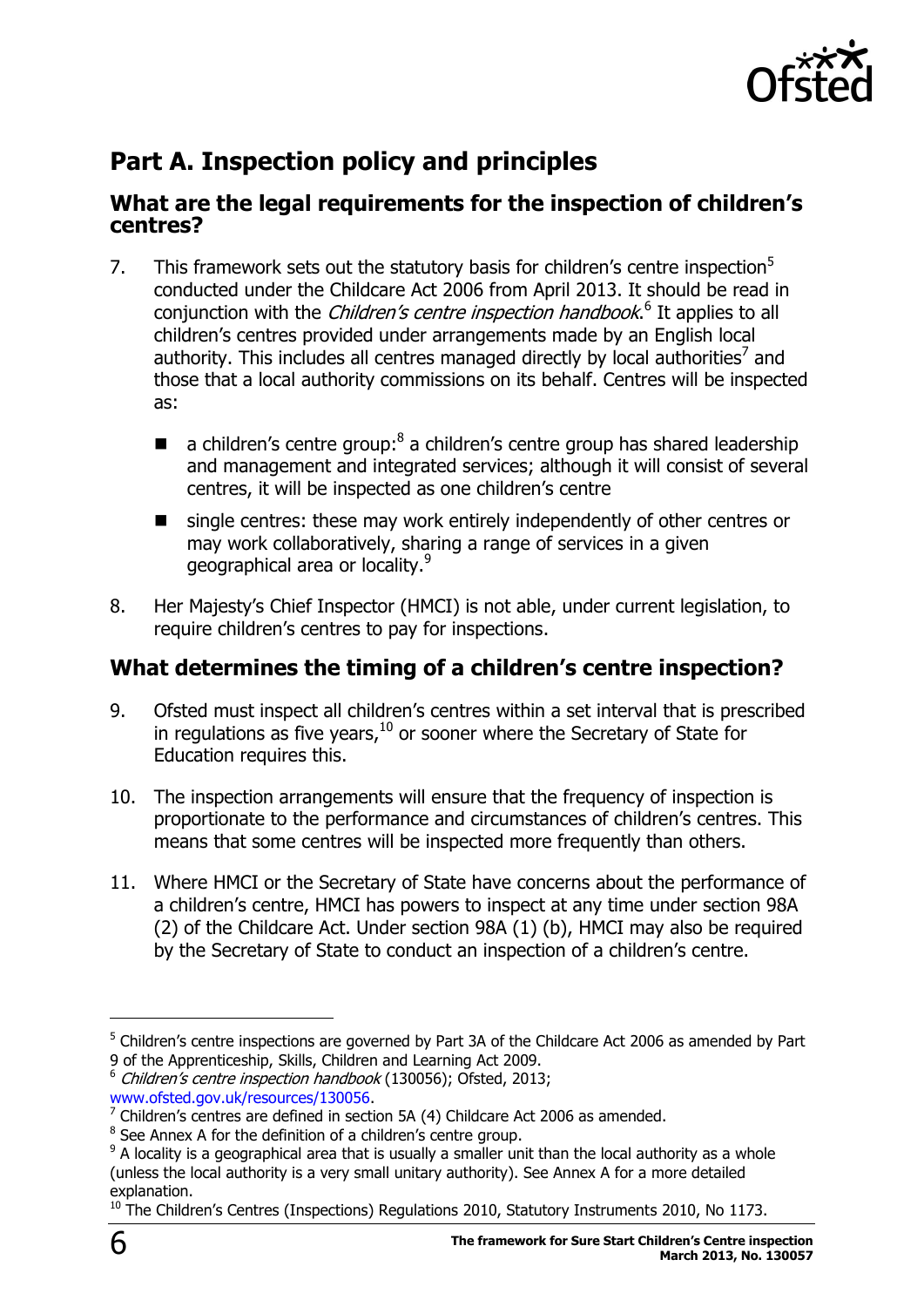## Part A. Inspection policy and principles

### What are the legal requirements for the inspection of children's centres?

7. This framework sets out the statutory basis for children's centre inspection[5] conducted under the Childcare Act 2006 from April 2013. It should be read in conjunction with the *Children's centre inspection handbook*.[6] It applies to all children's centres provided under arrangements made by an English local authority. This includes all centres managed directly by local authorities[7] and those that a local authority commissions on its behalf. Centres will be inspected as:

   - a children's centre group:[8] a children's centre group has shared leadership and management and integrated services; although it will consist of several centres, it will be inspected as one children's centre
   - single centres: these may work entirely independently of other centres or may work collaboratively, sharing a range of services in a given geographical area or locality.[9]

8. Her Majesty's Chief Inspector (HMCI) is not able, under current legislation, to require children's centres to pay for inspections.

### What determines the timing of a children's centre inspection?

9. Ofsted must inspect all children's centres within a set interval that is prescribed in regulations as five years,[10] or sooner where the Secretary of State for Education requires this.

10. The inspection arrangements will ensure that the frequency of inspection is proportionate to the performance and circumstances of children's centres. This means that some centres will be inspected more frequently than others.

11. Where HMCI or the Secretary of State have concerns about the performance of a children's centre, HMCI has powers to inspect at any time under section 98A (2) of the Childcare Act. Under section 98A (1) (b), HMCI may also be required by the Secretary of State to conduct an inspection of a children's centre.

---

[5] Children's centre inspections are governed by Part 3A of the Childcare Act 2006 as amended by Part 9 of the Apprenticeship, Skills, Children and Learning Act 2009.

[6] *Children's centre inspection handbook* (130056); Ofsted, 2013; www.ofsted.gov.uk/resources/130056.

[7] Children's centres are defined in section 5A (4) Childcare Act 2006 as amended.

[8] See Annex A for the definition of a children's centre group.

[9] A locality is a geographical area that is usually a smaller unit than the local authority as a whole (unless the local authority is a very small unitary authority). See Annex A for a more detailed explanation.

[10] The Children's Centres (Inspections) Regulations 2010, Statutory Instruments 2010, No 1173.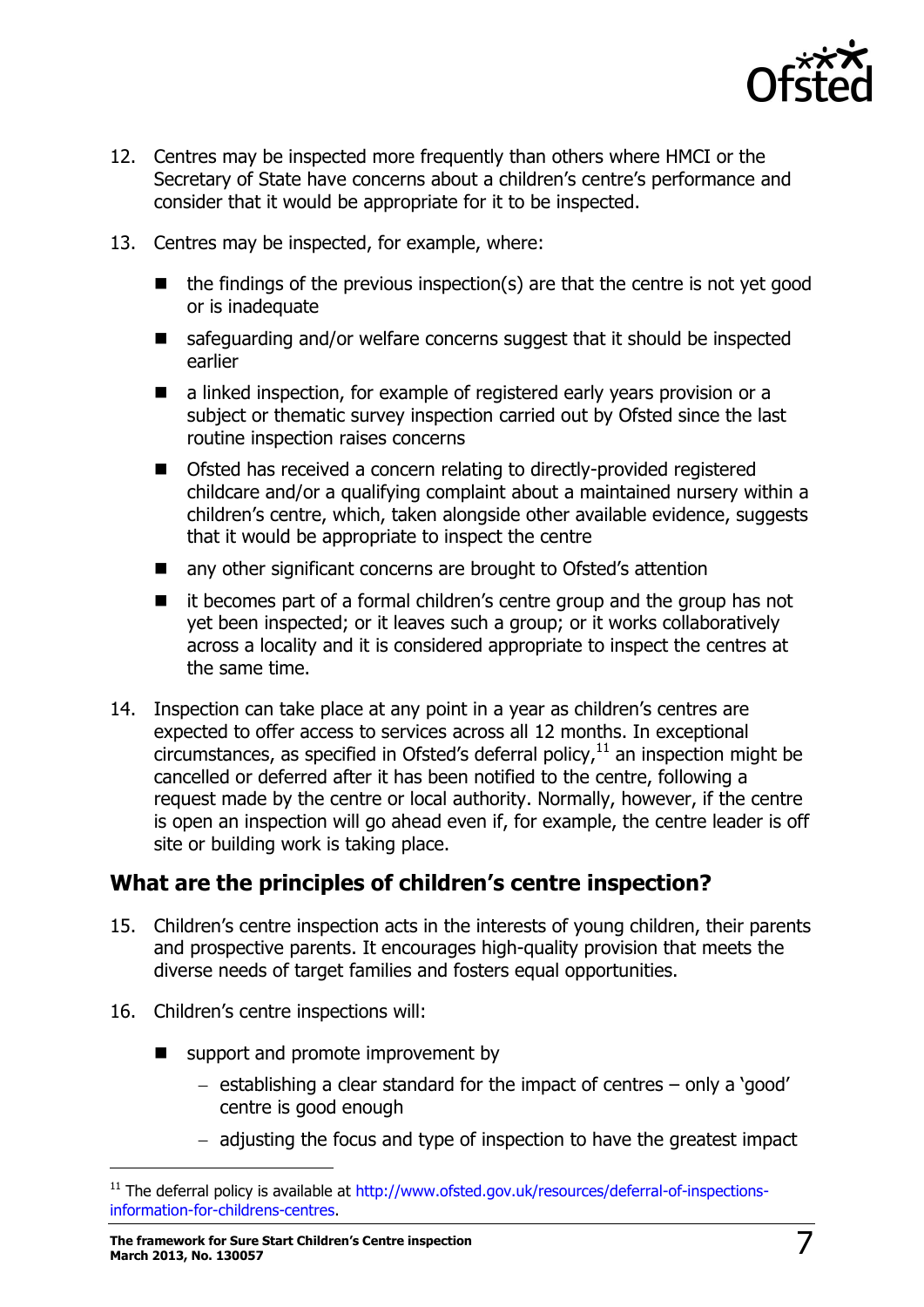12. Centres may be inspected more frequently than others where HMCI or the Secretary of State have concerns about a children's centre's performance and consider that it would be appropriate for it to be inspected.

13. Centres may be inspected, for example, where:

    - the findings of the previous inspection(s) are that the centre is not yet good or is inadequate
    - safeguarding and/or welfare concerns suggest that it should be inspected earlier
    - a linked inspection, for example of registered early years provision or a subject or thematic survey inspection carried out by Ofsted since the last routine inspection raises concerns
    - Ofsted has received a concern relating to directly-provided registered childcare and/or a qualifying complaint about a maintained nursery within a children's centre, which, taken alongside other available evidence, suggests that it would be appropriate to inspect the centre
    - any other significant concerns are brought to Ofsted's attention
    - it becomes part of a formal children's centre group and the group has not yet been inspected; or it leaves such a group; or it works collaboratively across a locality and it is considered appropriate to inspect the centres at the same time.

14. Inspection can take place at any point in a year as children's centres are expected to offer access to services across all 12 months. In exceptional circumstances, as specified in Ofsted's deferral policy,[11] an inspection might be cancelled or deferred after it has been notified to the centre, following a request made by the centre or local authority. Normally, however, if the centre is open an inspection will go ahead even if, for example, the centre leader is off site or building work is taking place.

## What are the principles of children's centre inspection?

15. Children's centre inspection acts in the interests of young children, their parents and prospective parents. It encourages high-quality provision that meets the diverse needs of target families and fosters equal opportunities.

16. Children's centre inspections will:

    - support and promote improvement by
      - establishing a clear standard for the impact of centres – only a 'good' centre is good enough
      - adjusting the focus and type of inspection to have the greatest impact

[11] The deferral policy is available at http://www.ofsted.gov.uk/resources/deferral-of-inspections-information-for-childrens-centres.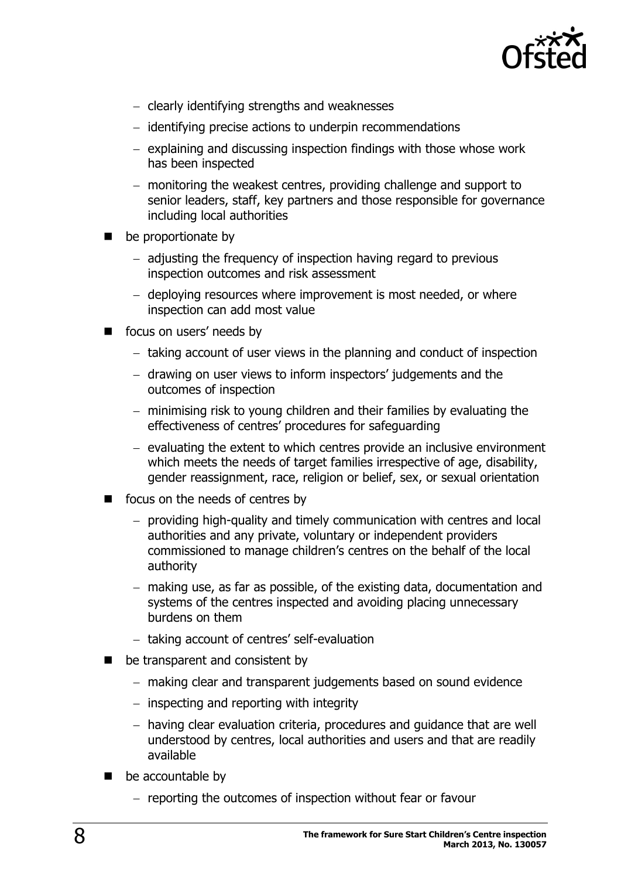- clearly identifying strengths and weaknesses
  - identifying precise actions to underpin recommendations
  - explaining and discussing inspection findings with those whose work has been inspected
  - monitoring the weakest centres, providing challenge and support to senior leaders, staff, key partners and those responsible for governance including local authorities
- be proportionate by
  - adjusting the frequency of inspection having regard to previous inspection outcomes and risk assessment
  - deploying resources where improvement is most needed, or where inspection can add most value
- focus on users' needs by
  - taking account of user views in the planning and conduct of inspection
  - drawing on user views to inform inspectors' judgements and the outcomes of inspection
  - minimising risk to young children and their families by evaluating the effectiveness of centres' procedures for safeguarding
  - evaluating the extent to which centres provide an inclusive environment which meets the needs of target families irrespective of age, disability, gender reassignment, race, religion or belief, sex, or sexual orientation
- focus on the needs of centres by
  - providing high-quality and timely communication with centres and local authorities and any private, voluntary or independent providers commissioned to manage children's centres on the behalf of the local authority
  - making use, as far as possible, of the existing data, documentation and systems of the centres inspected and avoiding placing unnecessary burdens on them
  - taking account of centres' self-evaluation
- be transparent and consistent by
  - making clear and transparent judgements based on sound evidence
  - inspecting and reporting with integrity
  - having clear evaluation criteria, procedures and guidance that are well understood by centres, local authorities and users and that are readily available
- be accountable by
  - reporting the outcomes of inspection without fear or favour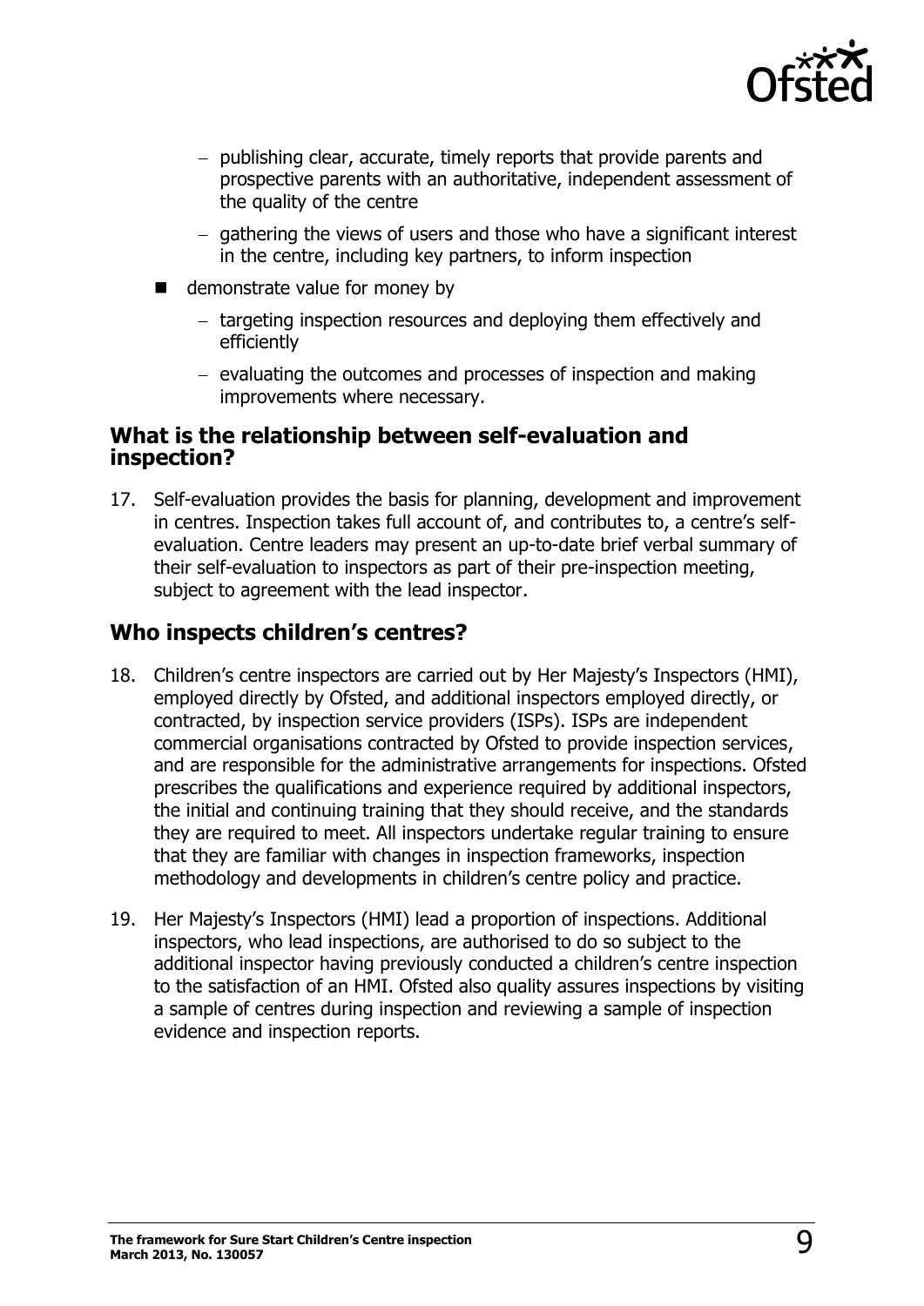- publishing clear, accurate, timely reports that provide parents and prospective parents with an authoritative, independent assessment of the quality of the centre
  - gathering the views of users and those who have a significant interest in the centre, including key partners, to inform inspection
- demonstrate value for money by
  - targeting inspection resources and deploying them effectively and efficiently
  - evaluating the outcomes and processes of inspection and making improvements where necessary.

### What is the relationship between self-evaluation and inspection?

17. Self-evaluation provides the basis for planning, development and improvement in centres. Inspection takes full account of, and contributes to, a centre's self-evaluation. Centre leaders may present an up-to-date brief verbal summary of their self-evaluation to inspectors as part of their pre-inspection meeting, subject to agreement with the lead inspector.

## Who inspects children's centres?

18. Children's centre inspectors are carried out by Her Majesty's Inspectors (HMI), employed directly by Ofsted, and additional inspectors employed directly, or contracted, by inspection service providers (ISPs). ISPs are independent commercial organisations contracted by Ofsted to provide inspection services, and are responsible for the administrative arrangements for inspections. Ofsted prescribes the qualifications and experience required by additional inspectors, the initial and continuing training that they should receive, and the standards they are required to meet. All inspectors undertake regular training to ensure that they are familiar with changes in inspection frameworks, inspection methodology and developments in children's centre policy and practice.

19. Her Majesty's Inspectors (HMI) lead a proportion of inspections. Additional inspectors, who lead inspections, are authorised to do so subject to the additional inspector having previously conducted a children's centre inspection to the satisfaction of an HMI. Ofsted also quality assures inspections by visiting a sample of centres during inspection and reviewing a sample of inspection evidence and inspection reports.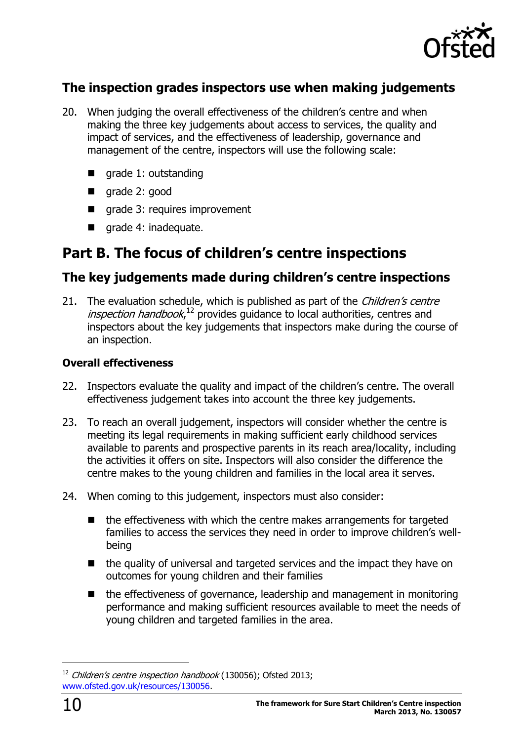## The inspection grades inspectors use when making judgements

20. When judging the overall effectiveness of the children's centre and when making the three key judgements about access to services, the quality and impact of services, and the effectiveness of leadership, governance and management of the centre, inspectors will use the following scale:

    - grade 1: outstanding
    - grade 2: good
    - grade 3: requires improvement
    - grade 4: inadequate.

# Part B. The focus of children's centre inspections

## The key judgements made during children's centre inspections

21. The evaluation schedule, which is published as part of the *Children's centre inspection handbook*,[12] provides guidance to local authorities, centres and inspectors about the key judgements that inspectors make during the course of an inspection.

### Overall effectiveness

22. Inspectors evaluate the quality and impact of the children's centre. The overall effectiveness judgement takes into account the three key judgements.

23. To reach an overall judgement, inspectors will consider whether the centre is meeting its legal requirements in making sufficient early childhood services available to parents and prospective parents in its reach area/locality, including the activities it offers on site. Inspectors will also consider the difference the centre makes to the young children and families in the local area it serves.

24. When coming to this judgement, inspectors must also consider:

    - the effectiveness with which the centre makes arrangements for targeted families to access the services they need in order to improve children's well-being
    - the quality of universal and targeted services and the impact they have on outcomes for young children and their families
    - the effectiveness of governance, leadership and management in monitoring performance and making sufficient resources available to meet the needs of young children and targeted families in the area.

[12] *Children's centre inspection handbook* (130056); Ofsted 2013; www.ofsted.gov.uk/resources/130056.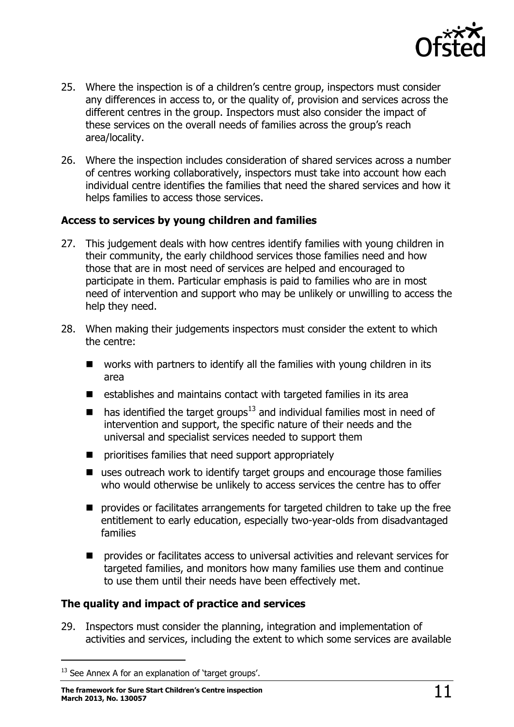25. Where the inspection is of a children's centre group, inspectors must consider any differences in access to, or the quality of, provision and services across the different centres in the group. Inspectors must also consider the impact of these services on the overall needs of families across the group's reach area/locality.

26. Where the inspection includes consideration of shared services across a number of centres working collaboratively, inspectors must take into account how each individual centre identifies the families that need the shared services and how it helps families to access those services.

### Access to services by young children and families

27. This judgement deals with how centres identify families with young children in their community, the early childhood services those families need and how those that are in most need of services are helped and encouraged to participate in them. Particular emphasis is paid to families who are in most need of intervention and support who may be unlikely or unwilling to access the help they need.

28. When making their judgements inspectors must consider the extent to which the centre:

    - works with partners to identify all the families with young children in its area
    - establishes and maintains contact with targeted families in its area
    - has identified the target groups[13] and individual families most in need of intervention and support, the specific nature of their needs and the universal and specialist services needed to support them
    - prioritises families that need support appropriately
    - uses outreach work to identify target groups and encourage those families who would otherwise be unlikely to access services the centre has to offer
    - provides or facilitates arrangements for targeted children to take up the free entitlement to early education, especially two-year-olds from disadvantaged families
    - provides or facilitates access to universal activities and relevant services for targeted families, and monitors how many families use them and continue to use them until their needs have been effectively met.

### The quality and impact of practice and services

29. Inspectors must consider the planning, integration and implementation of activities and services, including the extent to which some services are available

[13] See Annex A for an explanation of 'target groups'.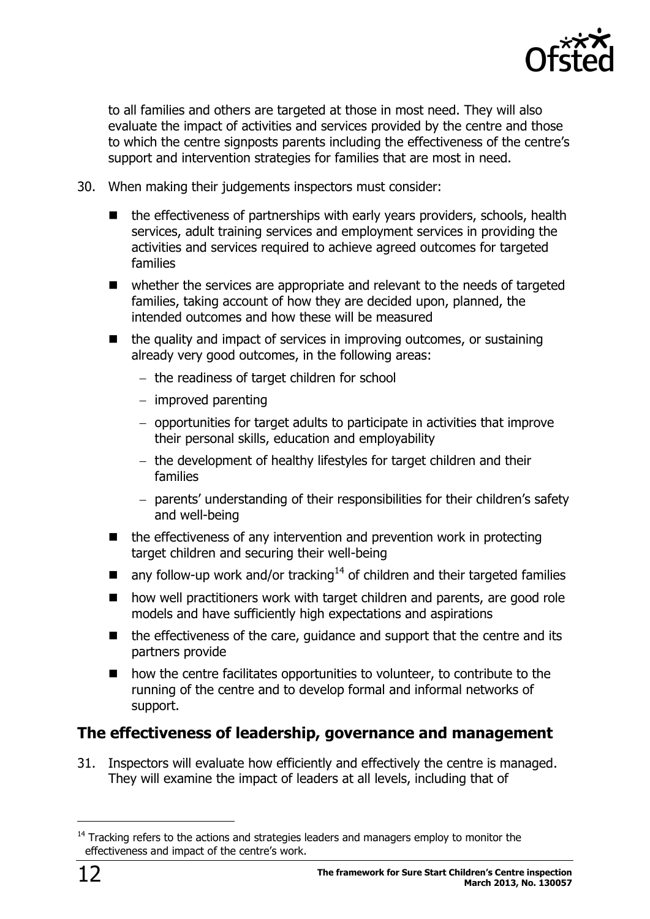to all families and others are targeted at those in most need. They will also evaluate the impact of activities and services provided by the centre and those to which the centre signposts parents including the effectiveness of the centre's support and intervention strategies for families that are most in need.

30. When making their judgements inspectors must consider:

- the effectiveness of partnerships with early years providers, schools, health services, adult training services and employment services in providing the activities and services required to achieve agreed outcomes for targeted families
- whether the services are appropriate and relevant to the needs of targeted families, taking account of how they are decided upon, planned, the intended outcomes and how these will be measured
- the quality and impact of services in improving outcomes, or sustaining already very good outcomes, in the following areas:
  - the readiness of target children for school
  - improved parenting
  - opportunities for target adults to participate in activities that improve their personal skills, education and employability
  - the development of healthy lifestyles for target children and their families
  - parents' understanding of their responsibilities for their children's safety and well-being
- the effectiveness of any intervention and prevention work in protecting target children and securing their well-being
- any follow-up work and/or tracking[14] of children and their targeted families
- how well practitioners work with target children and parents, are good role models and have sufficiently high expectations and aspirations
- the effectiveness of the care, guidance and support that the centre and its partners provide
- how the centre facilitates opportunities to volunteer, to contribute to the running of the centre and to develop formal and informal networks of support.

## The effectiveness of leadership, governance and management

31. Inspectors will evaluate how efficiently and effectively the centre is managed. They will examine the impact of leaders at all levels, including that of

[14] Tracking refers to the actions and strategies leaders and managers employ to monitor the effectiveness and impact of the centre's work.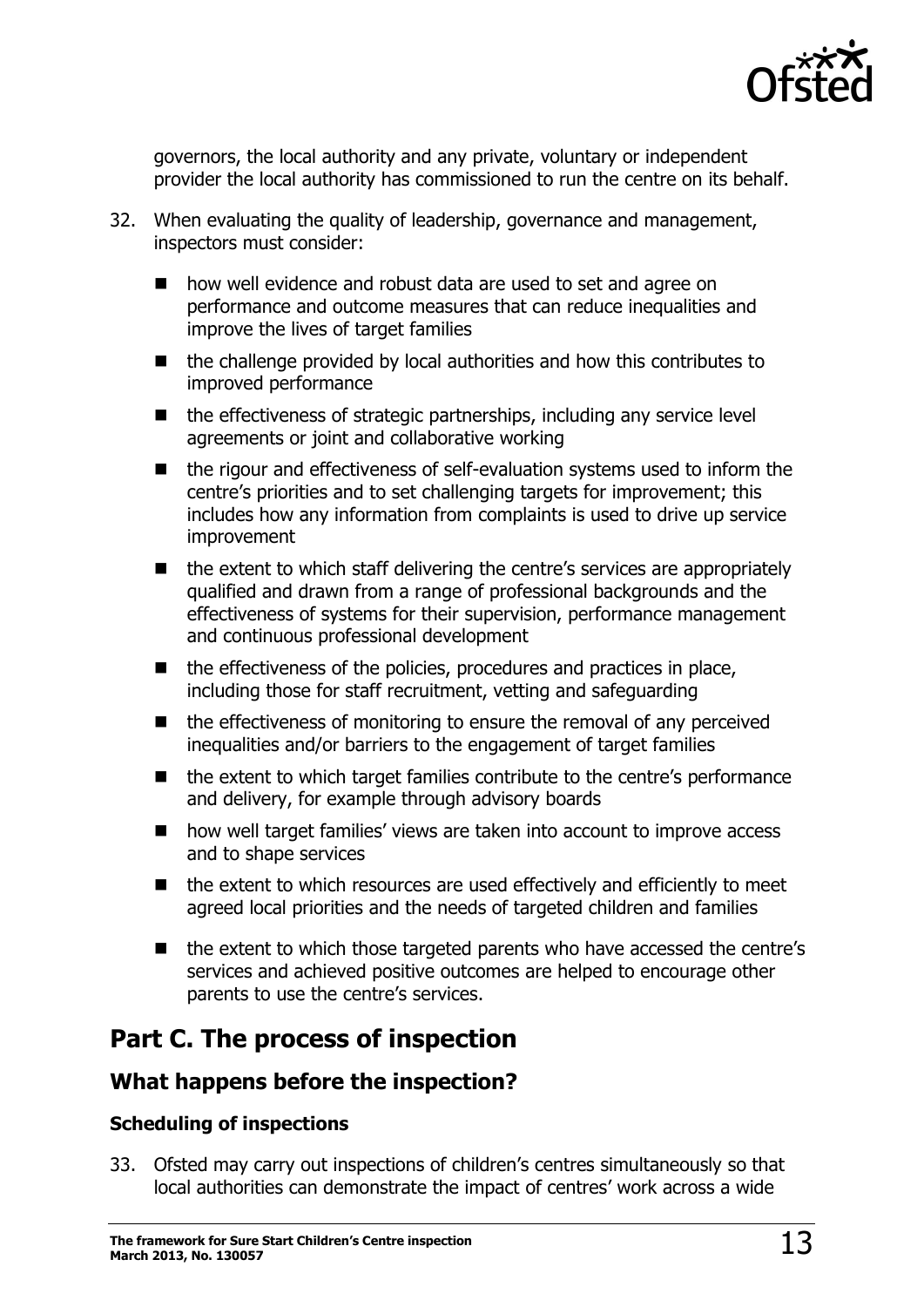governors, the local authority and any private, voluntary or independent provider the local authority has commissioned to run the centre on its behalf.

32. When evaluating the quality of leadership, governance and management, inspectors must consider:

    - how well evidence and robust data are used to set and agree on performance and outcome measures that can reduce inequalities and improve the lives of target families
    - the challenge provided by local authorities and how this contributes to improved performance
    - the effectiveness of strategic partnerships, including any service level agreements or joint and collaborative working
    - the rigour and effectiveness of self-evaluation systems used to inform the centre's priorities and to set challenging targets for improvement; this includes how any information from complaints is used to drive up service improvement
    - the extent to which staff delivering the centre's services are appropriately qualified and drawn from a range of professional backgrounds and the effectiveness of systems for their supervision, performance management and continuous professional development
    - the effectiveness of the policies, procedures and practices in place, including those for staff recruitment, vetting and safeguarding
    - the effectiveness of monitoring to ensure the removal of any perceived inequalities and/or barriers to the engagement of target families
    - the extent to which target families contribute to the centre's performance and delivery, for example through advisory boards
    - how well target families' views are taken into account to improve access and to shape services
    - the extent to which resources are used effectively and efficiently to meet agreed local priorities and the needs of targeted children and families
    - the extent to which those targeted parents who have accessed the centre's services and achieved positive outcomes are helped to encourage other parents to use the centre's services.

## Part C. The process of inspection

### What happens before the inspection?

#### Scheduling of inspections

33. Ofsted may carry out inspections of children's centres simultaneously so that local authorities can demonstrate the impact of centres' work across a wide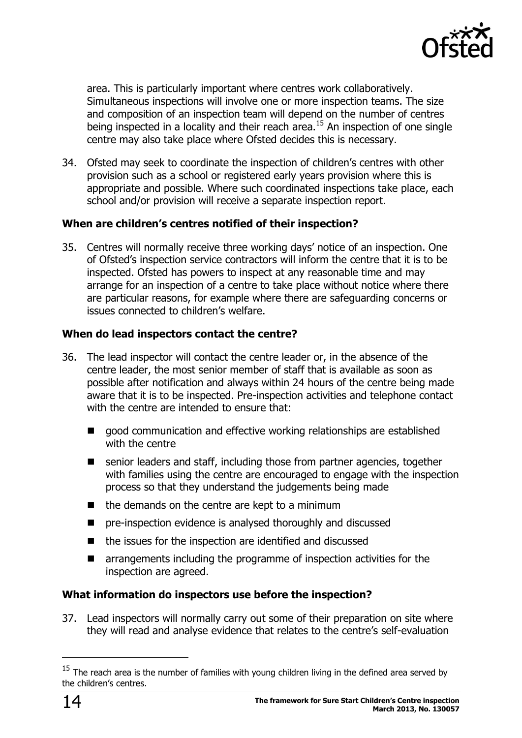area. This is particularly important where centres work collaboratively. Simultaneous inspections will involve one or more inspection teams. The size and composition of an inspection team will depend on the number of centres being inspected in a locality and their reach area.[15] An inspection of one single centre may also take place where Ofsted decides this is necessary.

34. Ofsted may seek to coordinate the inspection of children's centres with other provision such as a school or registered early years provision where this is appropriate and possible. Where such coordinated inspections take place, each school and/or provision will receive a separate inspection report.

### When are children's centres notified of their inspection?

35. Centres will normally receive three working days' notice of an inspection. One of Ofsted's inspection service contractors will inform the centre that it is to be inspected. Ofsted has powers to inspect at any reasonable time and may arrange for an inspection of a centre to take place without notice where there are particular reasons, for example where there are safeguarding concerns or issues connected to children's welfare.

### When do lead inspectors contact the centre?

36. The lead inspector will contact the centre leader or, in the absence of the centre leader, the most senior member of staff that is available as soon as possible after notification and always within 24 hours of the centre being made aware that it is to be inspected. Pre-inspection activities and telephone contact with the centre are intended to ensure that:

   - good communication and effective working relationships are established with the centre
   - senior leaders and staff, including those from partner agencies, together with families using the centre are encouraged to engage with the inspection process so that they understand the judgements being made
   - the demands on the centre are kept to a minimum
   - pre-inspection evidence is analysed thoroughly and discussed
   - the issues for the inspection are identified and discussed
   - arrangements including the programme of inspection activities for the inspection are agreed.

### What information do inspectors use before the inspection?

37. Lead inspectors will normally carry out some of their preparation on site where they will read and analyse evidence that relates to the centre's self-evaluation

---

[15] The reach area is the number of families with young children living in the defined area served by the children's centres.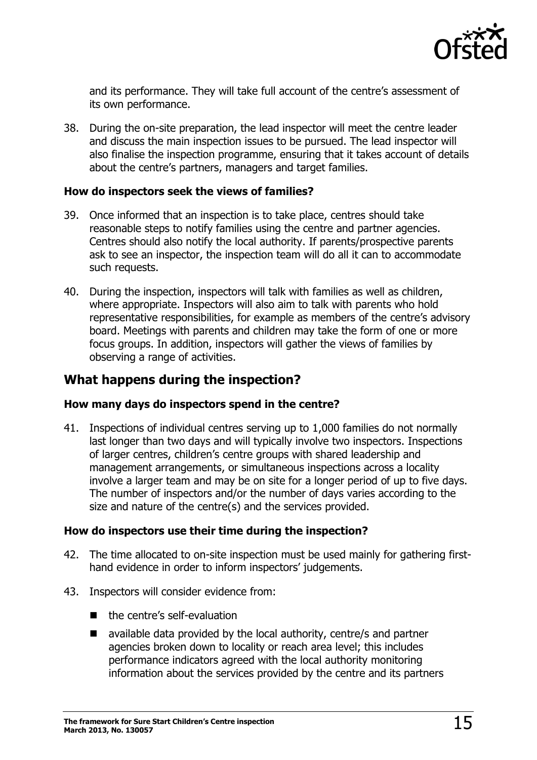and its performance. They will take full account of the centre's assessment of its own performance.

38. During the on-site preparation, the lead inspector will meet the centre leader and discuss the main inspection issues to be pursued. The lead inspector will also finalise the inspection programme, ensuring that it takes account of details about the centre's partners, managers and target families.

#### How do inspectors seek the views of families?

39. Once informed that an inspection is to take place, centres should take reasonable steps to notify families using the centre and partner agencies. Centres should also notify the local authority. If parents/prospective parents ask to see an inspector, the inspection team will do all it can to accommodate such requests.

40. During the inspection, inspectors will talk with families as well as children, where appropriate. Inspectors will also aim to talk with parents who hold representative responsibilities, for example as members of the centre's advisory board. Meetings with parents and children may take the form of one or more focus groups. In addition, inspectors will gather the views of families by observing a range of activities.

## What happens during the inspection?

#### How many days do inspectors spend in the centre?

41. Inspections of individual centres serving up to 1,000 families do not normally last longer than two days and will typically involve two inspectors. Inspections of larger centres, children's centre groups with shared leadership and management arrangements, or simultaneous inspections across a locality involve a larger team and may be on site for a longer period of up to five days. The number of inspectors and/or the number of days varies according to the size and nature of the centre(s) and the services provided.

#### How do inspectors use their time during the inspection?

42. The time allocated to on-site inspection must be used mainly for gathering first-hand evidence in order to inform inspectors' judgements.

43. Inspectors will consider evidence from:

   - the centre's self-evaluation
   - available data provided by the local authority, centre/s and partner agencies broken down to locality or reach area level; this includes performance indicators agreed with the local authority monitoring information about the services provided by the centre and its partners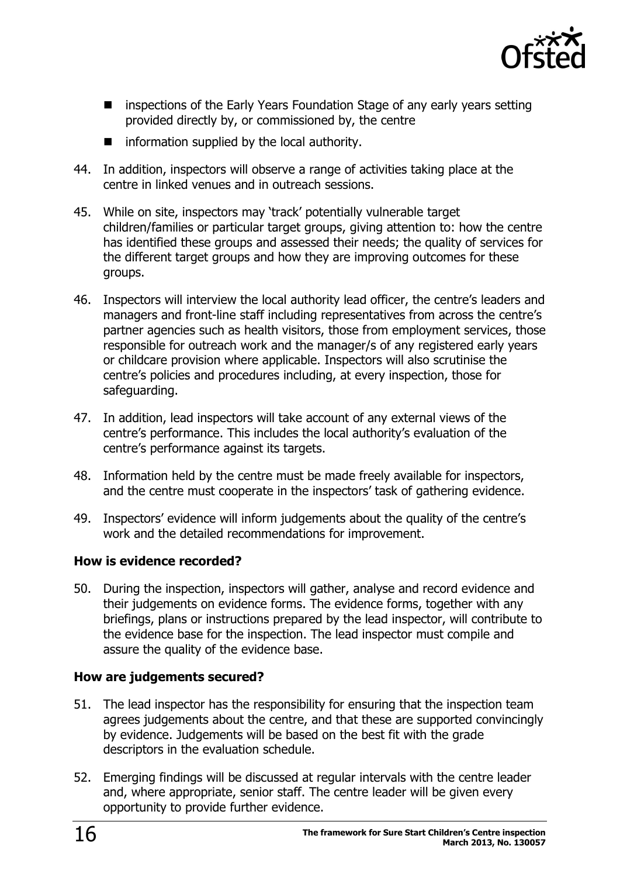- inspections of the Early Years Foundation Stage of any early years setting provided directly by, or commissioned by, the centre
- information supplied by the local authority.

44. In addition, inspectors will observe a range of activities taking place at the centre in linked venues and in outreach sessions.

45. While on site, inspectors may 'track' potentially vulnerable target children/families or particular target groups, giving attention to: how the centre has identified these groups and assessed their needs; the quality of services for the different target groups and how they are improving outcomes for these groups.

46. Inspectors will interview the local authority lead officer, the centre's leaders and managers and front-line staff including representatives from across the centre's partner agencies such as health visitors, those from employment services, those responsible for outreach work and the manager/s of any registered early years or childcare provision where applicable. Inspectors will also scrutinise the centre's policies and procedures including, at every inspection, those for safeguarding.

47. In addition, lead inspectors will take account of any external views of the centre's performance. This includes the local authority's evaluation of the centre's performance against its targets.

48. Information held by the centre must be made freely available for inspectors, and the centre must cooperate in the inspectors' task of gathering evidence.

49. Inspectors' evidence will inform judgements about the quality of the centre's work and the detailed recommendations for improvement.

**How is evidence recorded?**

50. During the inspection, inspectors will gather, analyse and record evidence and their judgements on evidence forms. The evidence forms, together with any briefings, plans or instructions prepared by the lead inspector, will contribute to the evidence base for the inspection. The lead inspector must compile and assure the quality of the evidence base.

**How are judgements secured?**

51. The lead inspector has the responsibility for ensuring that the inspection team agrees judgements about the centre, and that these are supported convincingly by evidence. Judgements will be based on the best fit with the grade descriptors in the evaluation schedule.

52. Emerging findings will be discussed at regular intervals with the centre leader and, where appropriate, senior staff. The centre leader will be given every opportunity to provide further evidence.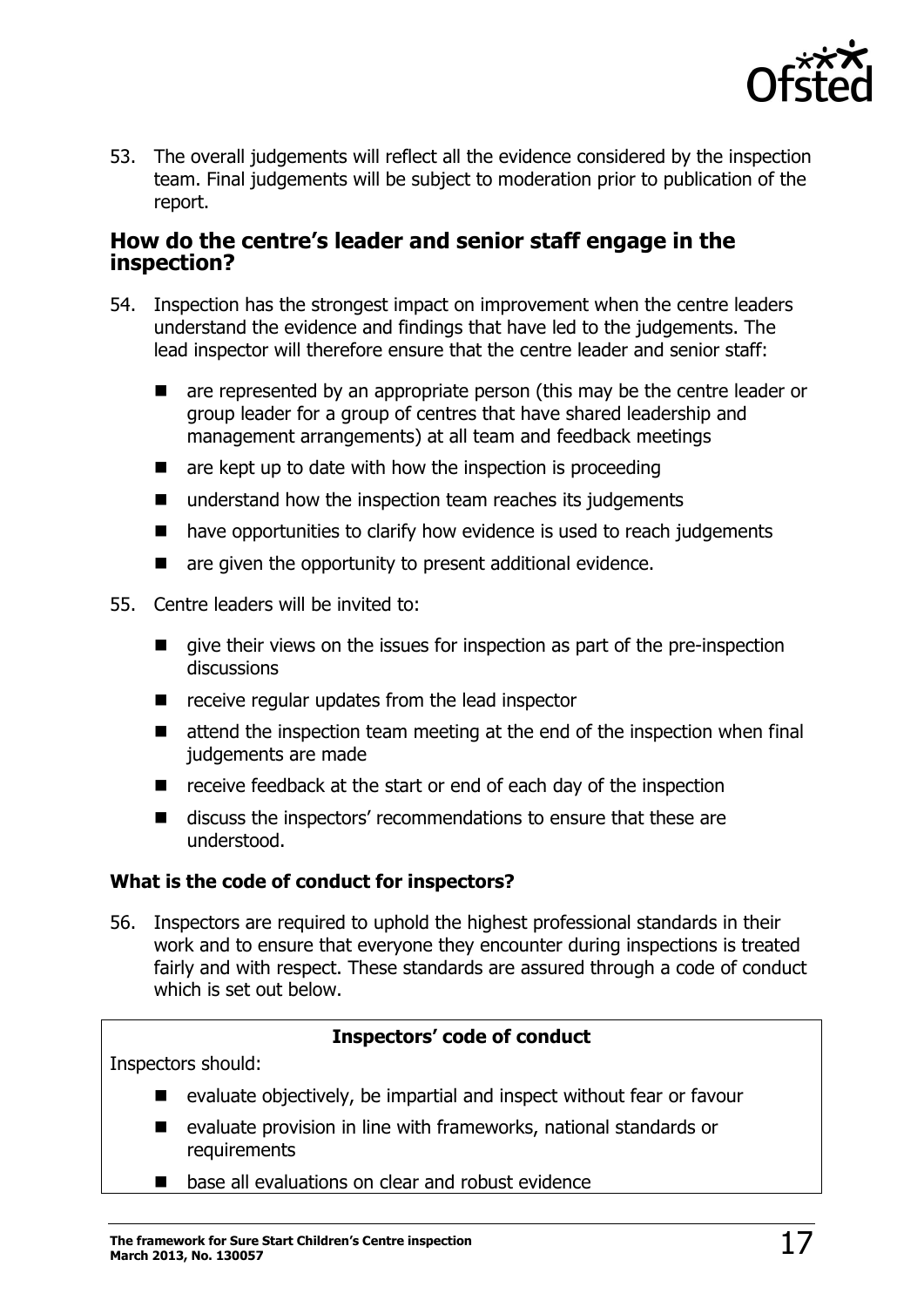53. The overall judgements will reflect all the evidence considered by the inspection team. Final judgements will be subject to moderation prior to publication of the report.

## How do the centre's leader and senior staff engage in the inspection?

54. Inspection has the strongest impact on improvement when the centre leaders understand the evidence and findings that have led to the judgements. The lead inspector will therefore ensure that the centre leader and senior staff:

    - are represented by an appropriate person (this may be the centre leader or group leader for a group of centres that have shared leadership and management arrangements) at all team and feedback meetings
    - are kept up to date with how the inspection is proceeding
    - understand how the inspection team reaches its judgements
    - have opportunities to clarify how evidence is used to reach judgements
    - are given the opportunity to present additional evidence.

55. Centre leaders will be invited to:

    - give their views on the issues for inspection as part of the pre-inspection discussions
    - receive regular updates from the lead inspector
    - attend the inspection team meeting at the end of the inspection when final judgements are made
    - receive feedback at the start or end of each day of the inspection
    - discuss the inspectors' recommendations to ensure that these are understood.

### What is the code of conduct for inspectors?

56. Inspectors are required to uphold the highest professional standards in their work and to ensure that everyone they encounter during inspections is treated fairly and with respect. These standards are assured through a code of conduct which is set out below.

**Inspectors' code of conduct**

Inspectors should:

- evaluate objectively, be impartial and inspect without fear or favour
- evaluate provision in line with frameworks, national standards or requirements
- base all evaluations on clear and robust evidence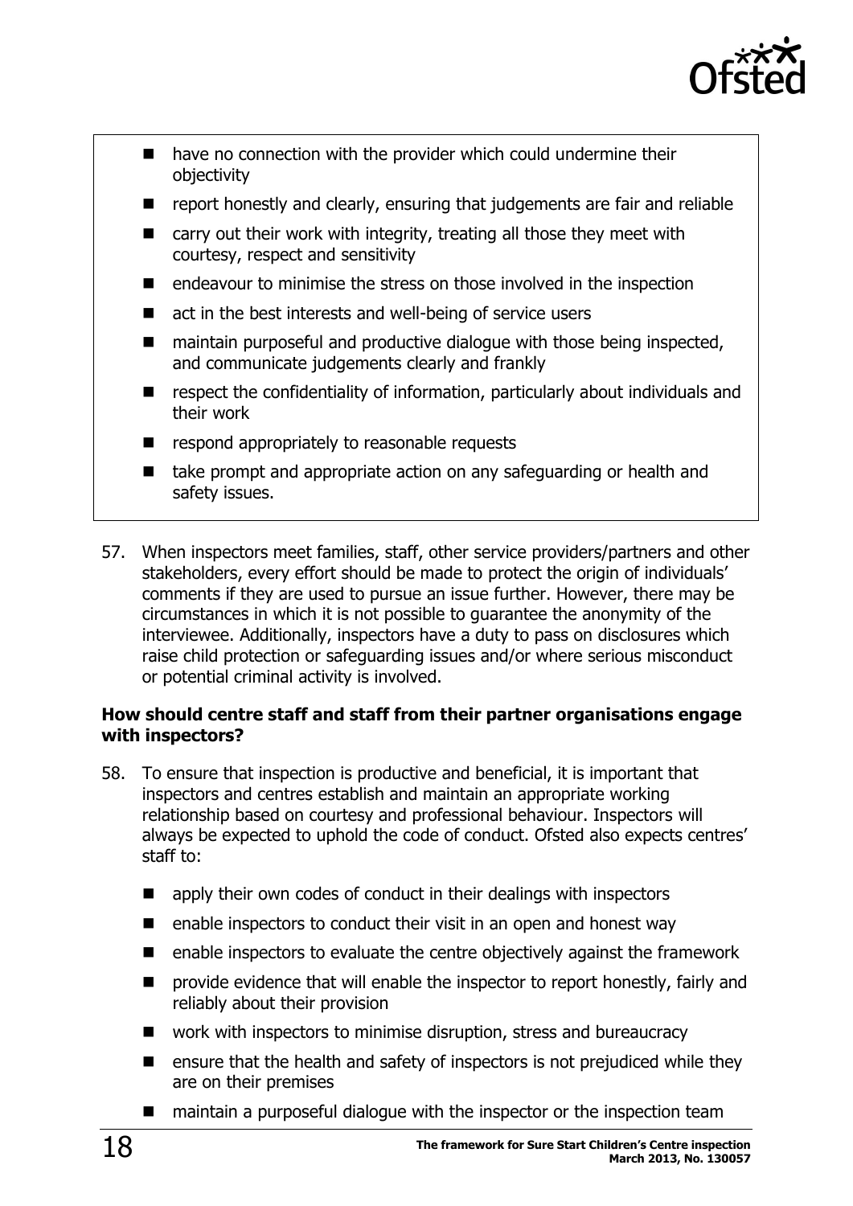- have no connection with the provider which could undermine their objectivity
- report honestly and clearly, ensuring that judgements are fair and reliable
- carry out their work with integrity, treating all those they meet with courtesy, respect and sensitivity
- endeavour to minimise the stress on those involved in the inspection
- act in the best interests and well-being of service users
- maintain purposeful and productive dialogue with those being inspected, and communicate judgements clearly and frankly
- respect the confidentiality of information, particularly about individuals and their work
- respond appropriately to reasonable requests
- take prompt and appropriate action on any safeguarding or health and safety issues.

57. When inspectors meet families, staff, other service providers/partners and other stakeholders, every effort should be made to protect the origin of individuals' comments if they are used to pursue an issue further. However, there may be circumstances in which it is not possible to guarantee the anonymity of the interviewee. Additionally, inspectors have a duty to pass on disclosures which raise child protection or safeguarding issues and/or where serious misconduct or potential criminal activity is involved.

**How should centre staff and staff from their partner organisations engage with inspectors?**

58. To ensure that inspection is productive and beneficial, it is important that inspectors and centres establish and maintain an appropriate working relationship based on courtesy and professional behaviour. Inspectors will always be expected to uphold the code of conduct. Ofsted also expects centres' staff to:

    - apply their own codes of conduct in their dealings with inspectors
    - enable inspectors to conduct their visit in an open and honest way
    - enable inspectors to evaluate the centre objectively against the framework
    - provide evidence that will enable the inspector to report honestly, fairly and reliably about their provision
    - work with inspectors to minimise disruption, stress and bureaucracy
    - ensure that the health and safety of inspectors is not prejudiced while they are on their premises
    - maintain a purposeful dialogue with the inspector or the inspection team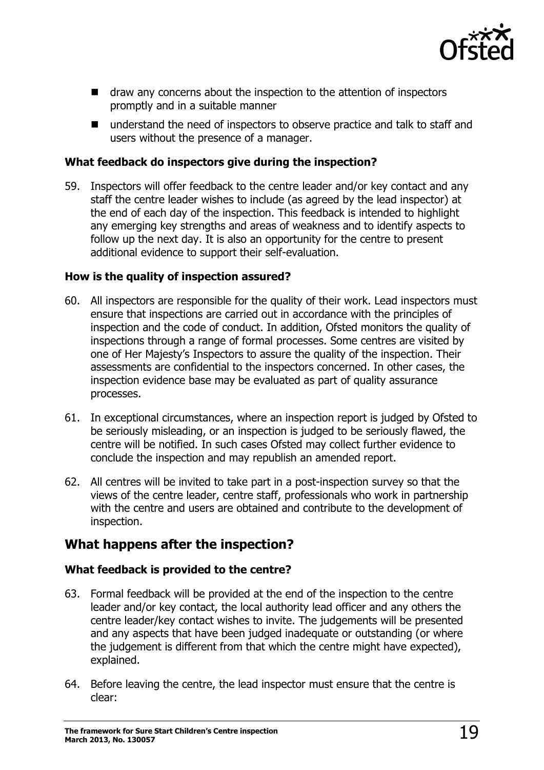- draw any concerns about the inspection to the attention of inspectors promptly and in a suitable manner
- understand the need of inspectors to observe practice and talk to staff and users without the presence of a manager.

**What feedback do inspectors give during the inspection?**

59. Inspectors will offer feedback to the centre leader and/or key contact and any staff the centre leader wishes to include (as agreed by the lead inspector) at the end of each day of the inspection. This feedback is intended to highlight any emerging key strengths and areas of weakness and to identify aspects to follow up the next day. It is also an opportunity for the centre to present additional evidence to support their self-evaluation.

**How is the quality of inspection assured?**

60. All inspectors are responsible for the quality of their work. Lead inspectors must ensure that inspections are carried out in accordance with the principles of inspection and the code of conduct. In addition, Ofsted monitors the quality of inspections through a range of formal processes. Some centres are visited by one of Her Majesty's Inspectors to assure the quality of the inspection. Their assessments are confidential to the inspectors concerned. In other cases, the inspection evidence base may be evaluated as part of quality assurance processes.

61. In exceptional circumstances, where an inspection report is judged by Ofsted to be seriously misleading, or an inspection is judged to be seriously flawed, the centre will be notified. In such cases Ofsted may collect further evidence to conclude the inspection and may republish an amended report.

62. All centres will be invited to take part in a post-inspection survey so that the views of the centre leader, centre staff, professionals who work in partnership with the centre and users are obtained and contribute to the development of inspection.

## What happens after the inspection?

**What feedback is provided to the centre?**

63. Formal feedback will be provided at the end of the inspection to the centre leader and/or key contact, the local authority lead officer and any others the centre leader/key contact wishes to invite. The judgements will be presented and any aspects that have been judged inadequate or outstanding (or where the judgement is different from that which the centre might have expected), explained.

64. Before leaving the centre, the lead inspector must ensure that the centre is clear: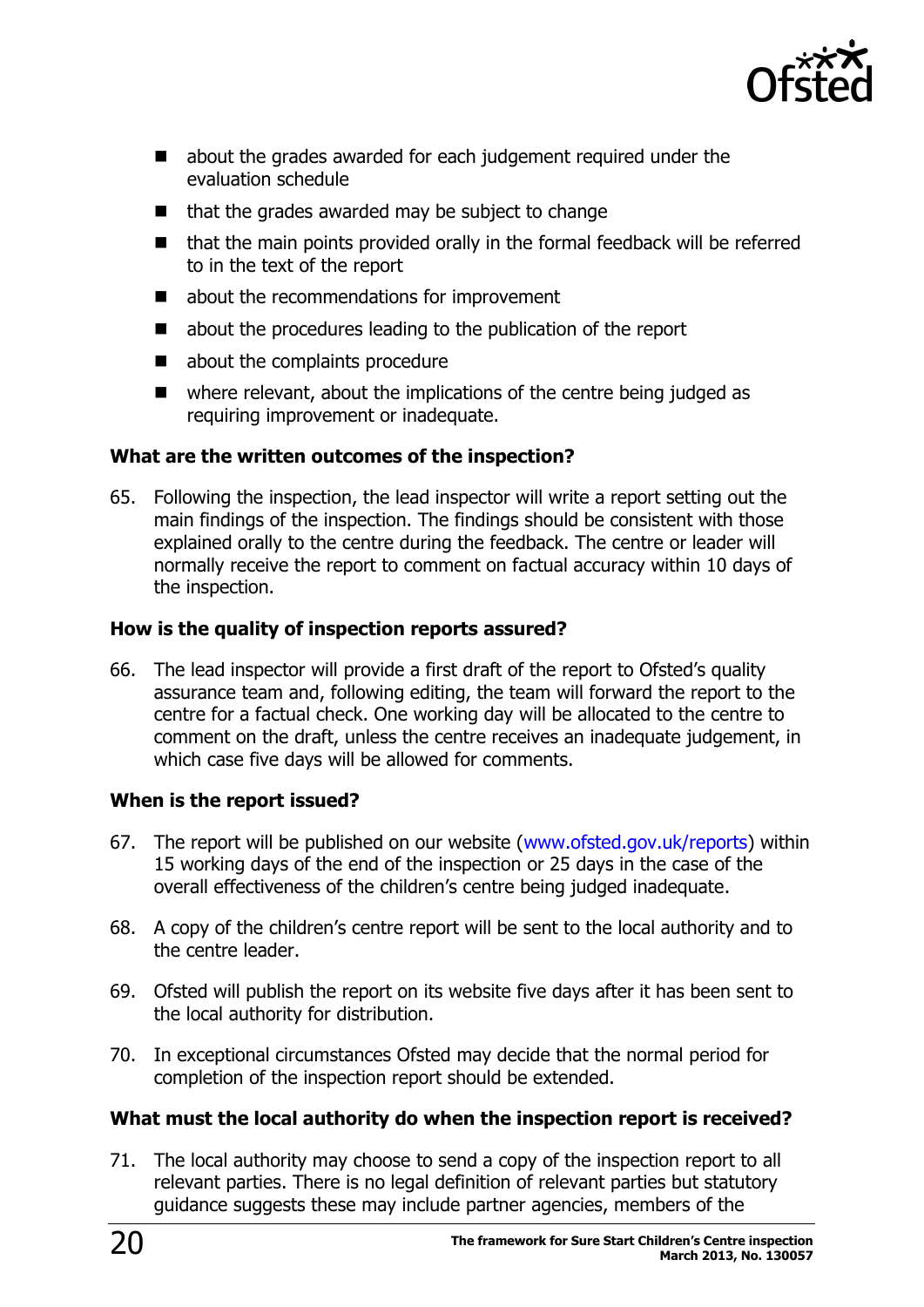- about the grades awarded for each judgement required under the evaluation schedule
- that the grades awarded may be subject to change
- that the main points provided orally in the formal feedback will be referred to in the text of the report
- about the recommendations for improvement
- about the procedures leading to the publication of the report
- about the complaints procedure
- where relevant, about the implications of the centre being judged as requiring improvement or inadequate.

**What are the written outcomes of the inspection?**

65. Following the inspection, the lead inspector will write a report setting out the main findings of the inspection. The findings should be consistent with those explained orally to the centre during the feedback. The centre or leader will normally receive the report to comment on factual accuracy within 10 days of the inspection.

**How is the quality of inspection reports assured?**

66. The lead inspector will provide a first draft of the report to Ofsted's quality assurance team and, following editing, the team will forward the report to the centre for a factual check. One working day will be allocated to the centre to comment on the draft, unless the centre receives an inadequate judgement, in which case five days will be allowed for comments.

**When is the report issued?**

67. The report will be published on our website (www.ofsted.gov.uk/reports) within 15 working days of the end of the inspection or 25 days in the case of the overall effectiveness of the children's centre being judged inadequate.

68. A copy of the children's centre report will be sent to the local authority and to the centre leader.

69. Ofsted will publish the report on its website five days after it has been sent to the local authority for distribution.

70. In exceptional circumstances Ofsted may decide that the normal period for completion of the inspection report should be extended.

**What must the local authority do when the inspection report is received?**

71. The local authority may choose to send a copy of the inspection report to all relevant parties. There is no legal definition of relevant parties but statutory guidance suggests these may include partner agencies, members of the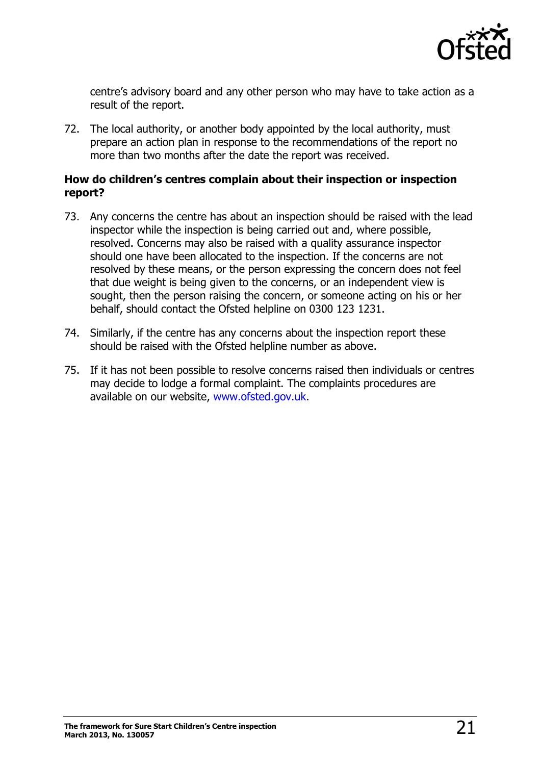centre's advisory board and any other person who may have to take action as a result of the report.

72. The local authority, or another body appointed by the local authority, must prepare an action plan in response to the recommendations of the report no more than two months after the date the report was received.

### How do children's centres complain about their inspection or inspection report?

73. Any concerns the centre has about an inspection should be raised with the lead inspector while the inspection is being carried out and, where possible, resolved. Concerns may also be raised with a quality assurance inspector should one have been allocated to the inspection. If the concerns are not resolved by these means, or the person expressing the concern does not feel that due weight is being given to the concerns, or an independent view is sought, then the person raising the concern, or someone acting on his or her behalf, should contact the Ofsted helpline on 0300 123 1231.

74. Similarly, if the centre has any concerns about the inspection report these should be raised with the Ofsted helpline number as above.

75. If it has not been possible to resolve concerns raised then individuals or centres may decide to lodge a formal complaint. The complaints procedures are available on our website, www.ofsted.gov.uk.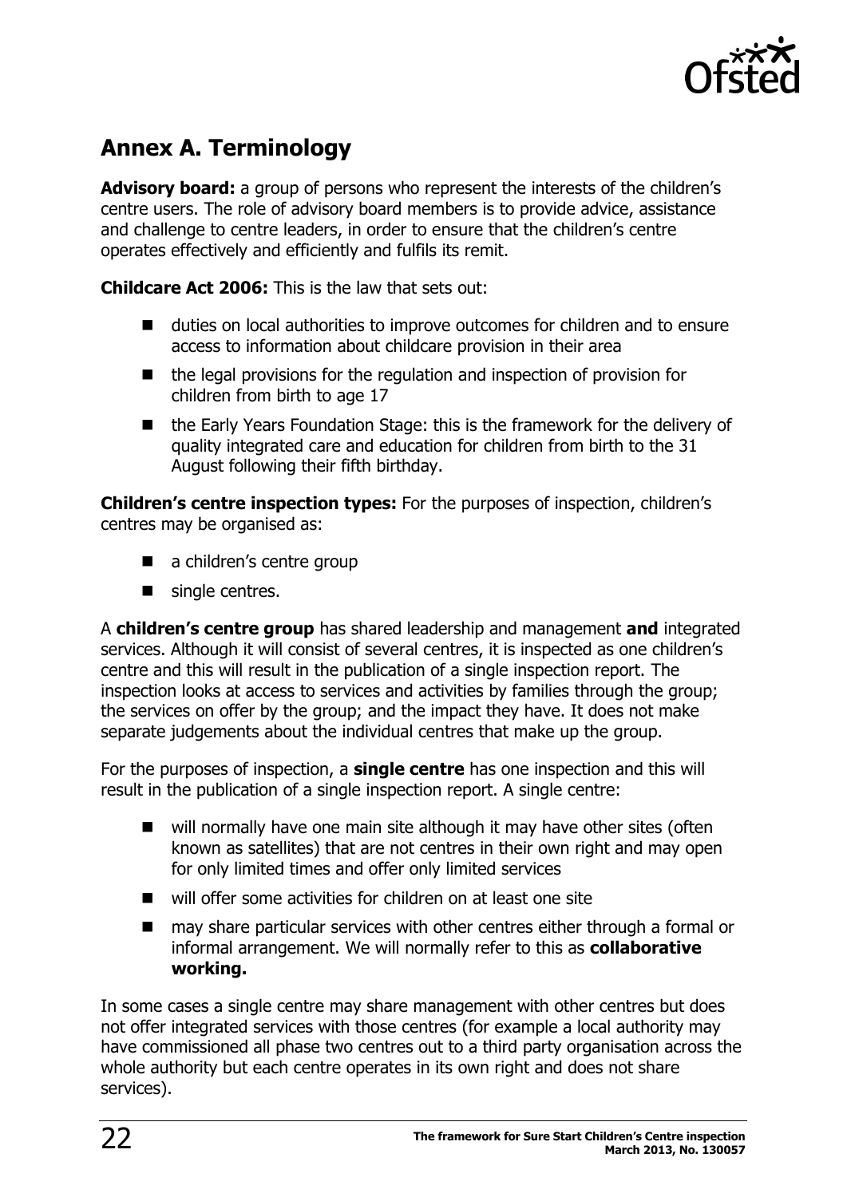## Annex A. Terminology

**Advisory board:** a group of persons who represent the interests of the children's centre users. The role of advisory board members is to provide advice, assistance and challenge to centre leaders, in order to ensure that the children's centre operates effectively and efficiently and fulfils its remit.

**Childcare Act 2006:** This is the law that sets out:

- duties on local authorities to improve outcomes for children and to ensure access to information about childcare provision in their area
- the legal provisions for the regulation and inspection of provision for children from birth to age 17
- the Early Years Foundation Stage: this is the framework for the delivery of quality integrated care and education for children from birth to the 31 August following their fifth birthday.

**Children's centre inspection types:** For the purposes of inspection, children's centres may be organised as:

- a children's centre group
- single centres.

A **children's centre group** has shared leadership and management **and** integrated services. Although it will consist of several centres, it is inspected as one children's centre and this will result in the publication of a single inspection report. The inspection looks at access to services and activities by families through the group; the services on offer by the group; and the impact they have. It does not make separate judgements about the individual centres that make up the group.

For the purposes of inspection, a **single centre** has one inspection and this will result in the publication of a single inspection report. A single centre:

- will normally have one main site although it may have other sites (often known as satellites) that are not centres in their own right and may open for only limited times and offer only limited services
- will offer some activities for children on at least one site
- may share particular services with other centres either through a formal or informal arrangement. We will normally refer to this as **collaborative working.**

In some cases a single centre may share management with other centres but does not offer integrated services with those centres (for example a local authority may have commissioned all phase two centres out to a third party organisation across the whole authority but each centre operates in its own right and does not share services).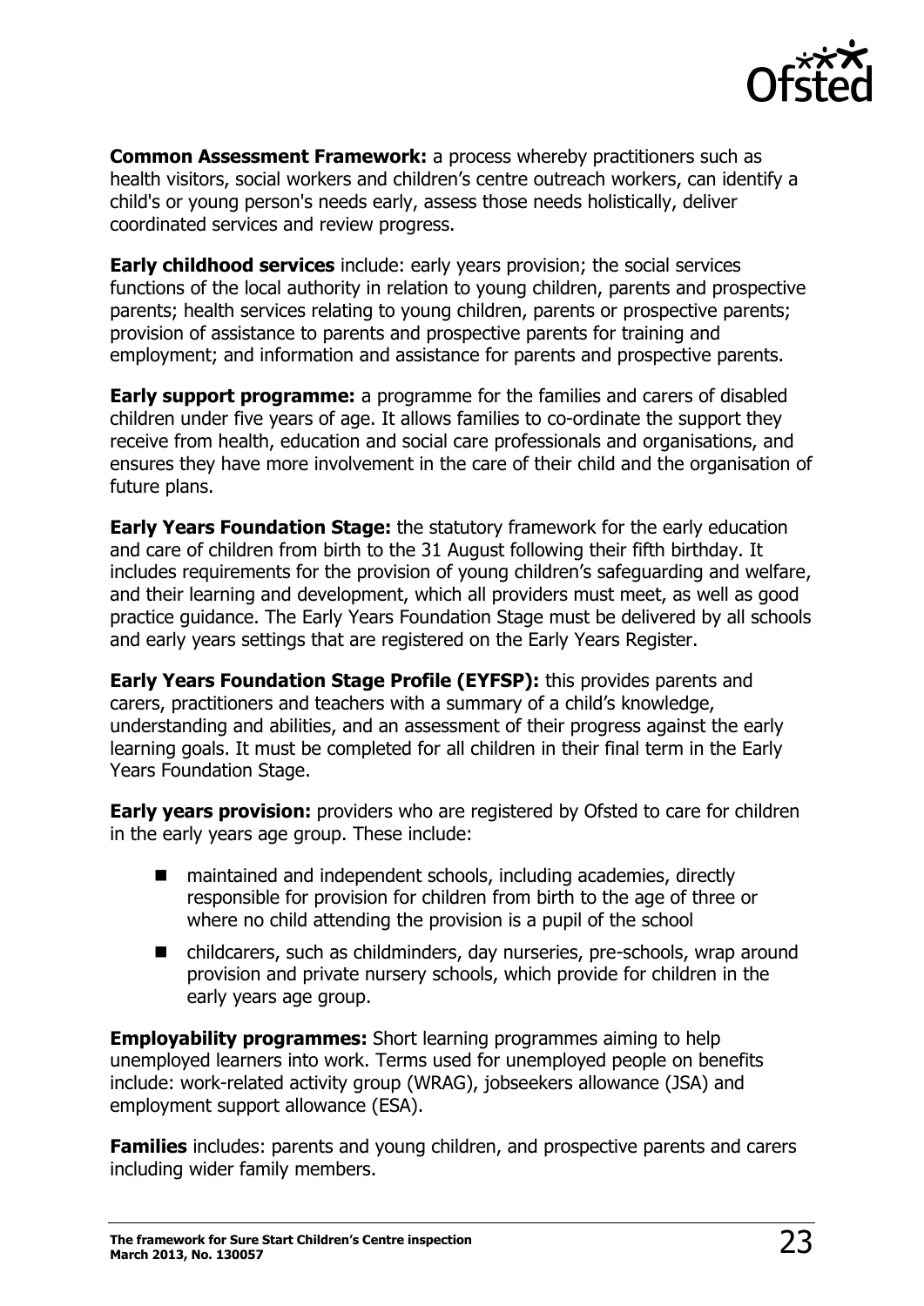**Common Assessment Framework:** a process whereby practitioners such as health visitors, social workers and children's centre outreach workers, can identify a child's or young person's needs early, assess those needs holistically, deliver coordinated services and review progress.

**Early childhood services** include: early years provision; the social services functions of the local authority in relation to young children, parents and prospective parents; health services relating to young children, parents or prospective parents; provision of assistance to parents and prospective parents for training and employment; and information and assistance for parents and prospective parents.

**Early support programme:** a programme for the families and carers of disabled children under five years of age. It allows families to co-ordinate the support they receive from health, education and social care professionals and organisations, and ensures they have more involvement in the care of their child and the organisation of future plans.

**Early Years Foundation Stage:** the statutory framework for the early education and care of children from birth to the 31 August following their fifth birthday. It includes requirements for the provision of young children's safeguarding and welfare, and their learning and development, which all providers must meet, as well as good practice guidance. The Early Years Foundation Stage must be delivered by all schools and early years settings that are registered on the Early Years Register.

**Early Years Foundation Stage Profile (EYFSP):** this provides parents and carers, practitioners and teachers with a summary of a child's knowledge, understanding and abilities, and an assessment of their progress against the early learning goals. It must be completed for all children in their final term in the Early Years Foundation Stage.

**Early years provision:** providers who are registered by Ofsted to care for children in the early years age group. These include:

- maintained and independent schools, including academies, directly responsible for provision for children from birth to the age of three or where no child attending the provision is a pupil of the school
- childcarers, such as childminders, day nurseries, pre-schools, wrap around provision and private nursery schools, which provide for children in the early years age group.

**Employability programmes:** Short learning programmes aiming to help unemployed learners into work. Terms used for unemployed people on benefits include: work-related activity group (WRAG), jobseekers allowance (JSA) and employment support allowance (ESA).

**Families** includes: parents and young children, and prospective parents and carers including wider family members.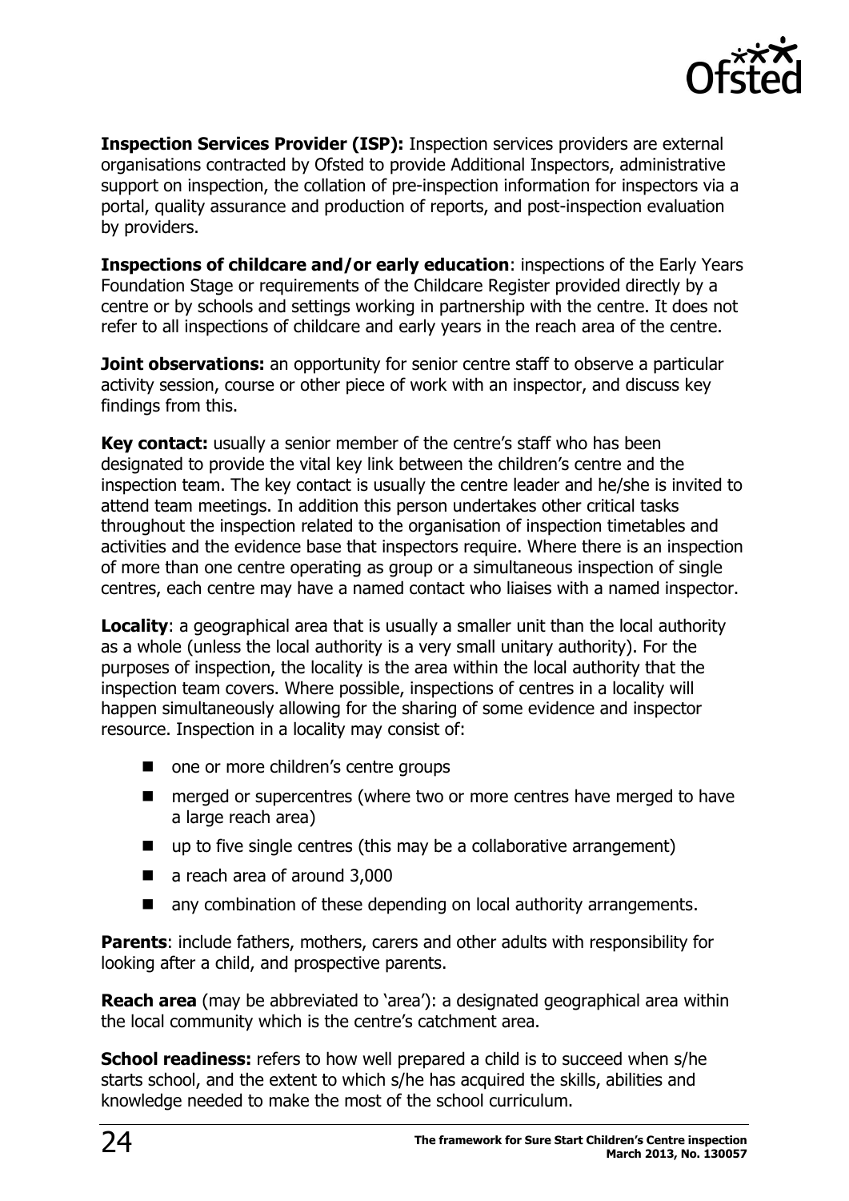**Inspection Services Provider (ISP):** Inspection services providers are external organisations contracted by Ofsted to provide Additional Inspectors, administrative support on inspection, the collation of pre-inspection information for inspectors via a portal, quality assurance and production of reports, and post-inspection evaluation by providers.

**Inspections of childcare and/or early education**: inspections of the Early Years Foundation Stage or requirements of the Childcare Register provided directly by a centre or by schools and settings working in partnership with the centre. It does not refer to all inspections of childcare and early years in the reach area of the centre.

**Joint observations:** an opportunity for senior centre staff to observe a particular activity session, course or other piece of work with an inspector, and discuss key findings from this.

**Key contact:** usually a senior member of the centre's staff who has been designated to provide the vital key link between the children's centre and the inspection team. The key contact is usually the centre leader and he/she is invited to attend team meetings. In addition this person undertakes other critical tasks throughout the inspection related to the organisation of inspection timetables and activities and the evidence base that inspectors require. Where there is an inspection of more than one centre operating as group or a simultaneous inspection of single centres, each centre may have a named contact who liaises with a named inspector.

**Locality**: a geographical area that is usually a smaller unit than the local authority as a whole (unless the local authority is a very small unitary authority). For the purposes of inspection, the locality is the area within the local authority that the inspection team covers. Where possible, inspections of centres in a locality will happen simultaneously allowing for the sharing of some evidence and inspector resource. Inspection in a locality may consist of:

- one or more children's centre groups
- merged or supercentres (where two or more centres have merged to have a large reach area)
- up to five single centres (this may be a collaborative arrangement)
- a reach area of around 3,000
- any combination of these depending on local authority arrangements.

**Parents**: include fathers, mothers, carers and other adults with responsibility for looking after a child, and prospective parents.

**Reach area** (may be abbreviated to 'area'): a designated geographical area within the local community which is the centre's catchment area.

**School readiness:** refers to how well prepared a child is to succeed when s/he starts school, and the extent to which s/he has acquired the skills, abilities and knowledge needed to make the most of the school curriculum.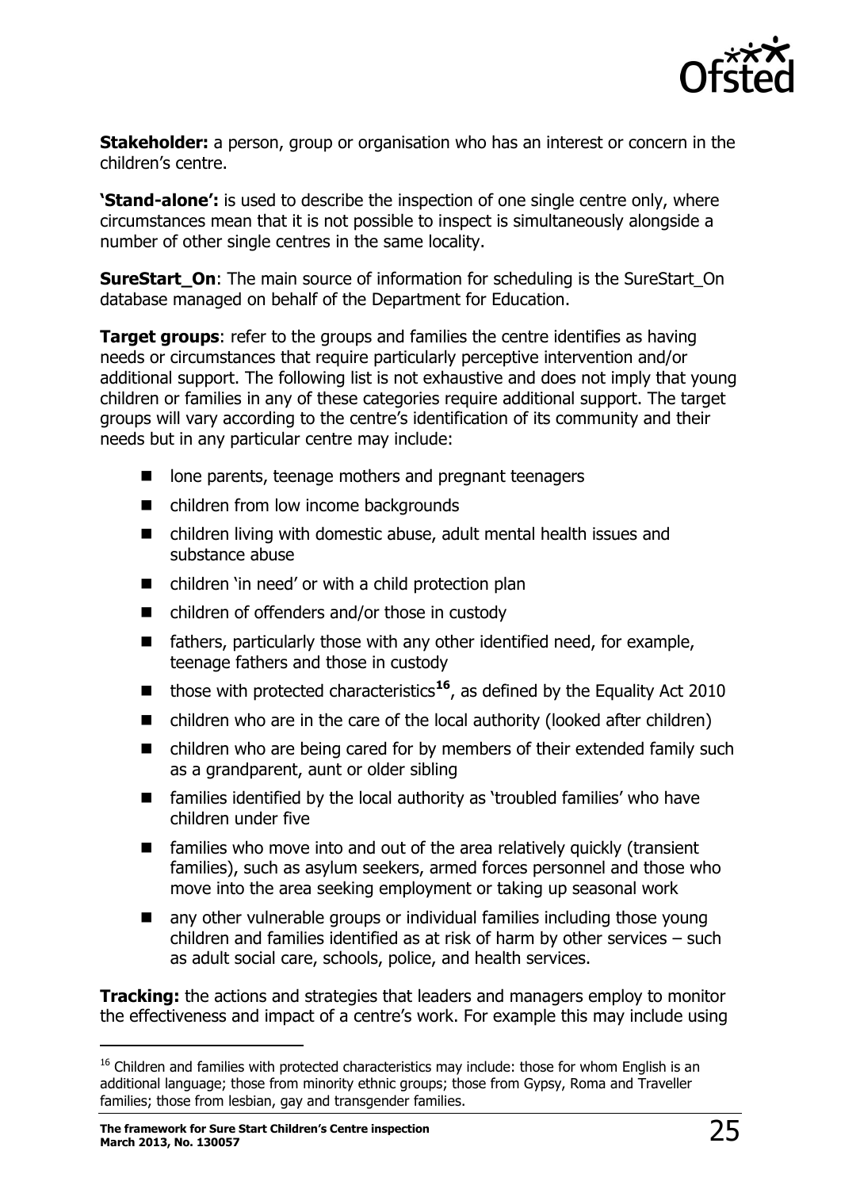**Stakeholder:** a person, group or organisation who has an interest or concern in the children's centre.

**'Stand-alone':** is used to describe the inspection of one single centre only, where circumstances mean that it is not possible to inspect is simultaneously alongside a number of other single centres in the same locality.

**SureStart_On**: The main source of information for scheduling is the SureStart_On database managed on behalf of the Department for Education.

**Target groups**: refer to the groups and families the centre identifies as having needs or circumstances that require particularly perceptive intervention and/or additional support. The following list is not exhaustive and does not imply that young children or families in any of these categories require additional support. The target groups will vary according to the centre's identification of its community and their needs but in any particular centre may include:

- lone parents, teenage mothers and pregnant teenagers
- children from low income backgrounds
- children living with domestic abuse, adult mental health issues and substance abuse
- children 'in need' or with a child protection plan
- children of offenders and/or those in custody
- fathers, particularly those with any other identified need, for example, teenage fathers and those in custody
- those with protected characteristics[16], as defined by the Equality Act 2010
- children who are in the care of the local authority (looked after children)
- children who are being cared for by members of their extended family such as a grandparent, aunt or older sibling
- families identified by the local authority as 'troubled families' who have children under five
- families who move into and out of the area relatively quickly (transient families), such as asylum seekers, armed forces personnel and those who move into the area seeking employment or taking up seasonal work
- any other vulnerable groups or individual families including those young children and families identified as at risk of harm by other services – such as adult social care, schools, police, and health services.

**Tracking:** the actions and strategies that leaders and managers employ to monitor the effectiveness and impact of a centre's work. For example this may include using

[16] Children and families with protected characteristics may include: those for whom English is an additional language; those from minority ethnic groups; those from Gypsy, Roma and Traveller families; those from lesbian, gay and transgender families.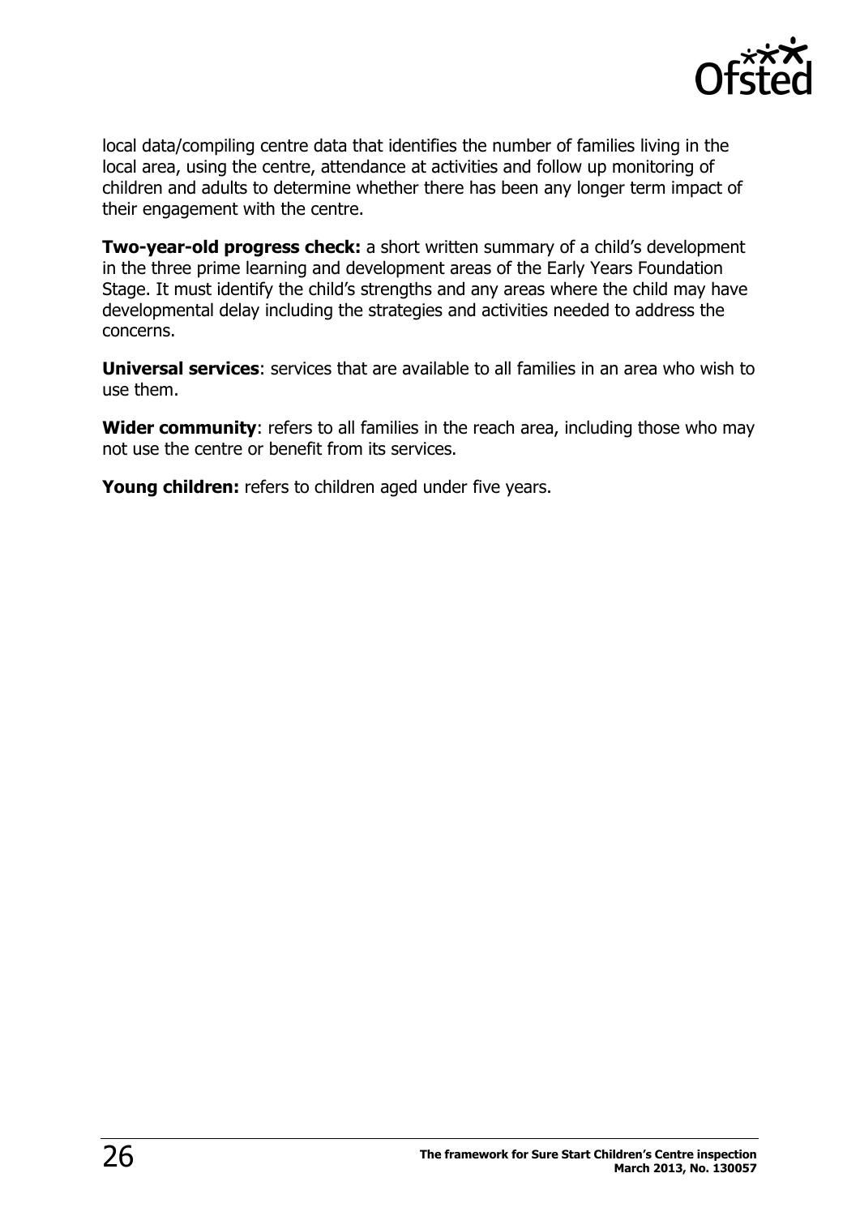local data/compiling centre data that identifies the number of families living in the local area, using the centre, attendance at activities and follow up monitoring of children and adults to determine whether there has been any longer term impact of their engagement with the centre.

**Two-year-old progress check:** a short written summary of a child's development in the three prime learning and development areas of the Early Years Foundation Stage. It must identify the child's strengths and any areas where the child may have developmental delay including the strategies and activities needed to address the concerns.

**Universal services**: services that are available to all families in an area who wish to use them.

**Wider community**: refers to all families in the reach area, including those who may not use the centre or benefit from its services.

**Young children:** refers to children aged under five years.